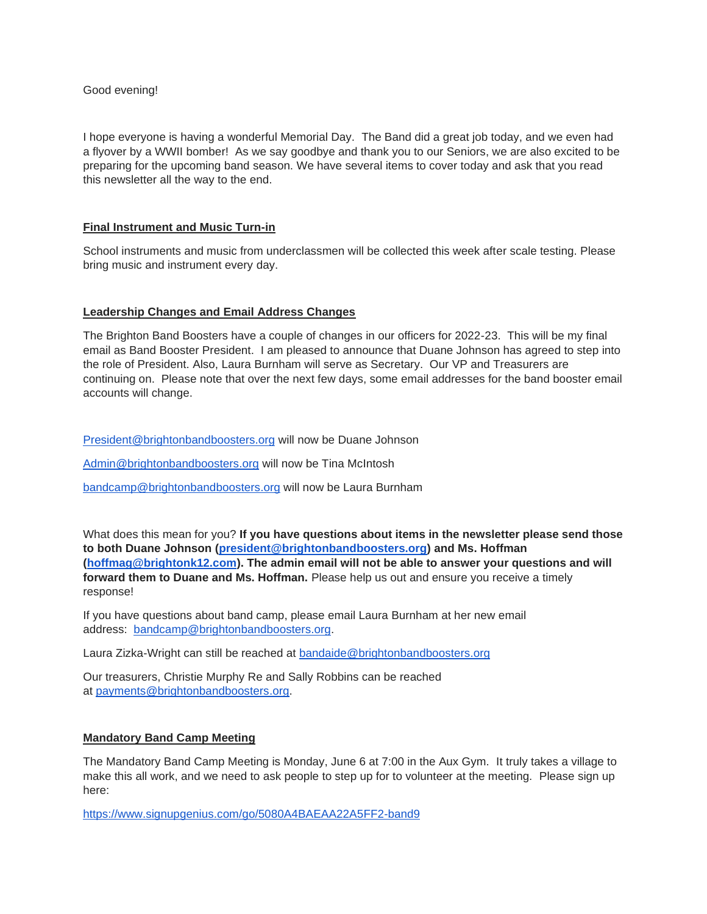Good evening!

I hope everyone is having a wonderful Memorial Day. The Band did a great job today, and we even had a flyover by a WWII bomber! As we say goodbye and thank you to our Seniors, we are also excited to be preparing for the upcoming band season. We have several items to cover today and ask that you read this newsletter all the way to the end.

## Final Instrument and Music Turn-in

School instruments and music from underclassmen will be collected this week after scale testing. Please bring music and instrument every day.

## Leadership Changes and Email Address Changes

The Brighton Band Boosters have a couple of changes in our officers for 2022-23. This will be my final email as Band Booster President. I am pleased to announce that Duane Johnson has agreed to step into the role of President. Also, Laura Burnham will serve as Secretary. Our VP and Treasurers are continuing on. Please note that over the next few days, some email addresses for the band booster email accounts will change.

President@brightonbandboosters.org will now be Duane Johnson

Admin@brightonbandboosters.org will now be Tina McIntosh

bandcamp@brightonbandboosters.org will now be Laura Burnham

What does this mean for you? **If you have questions about items in the newsletter please send those to both Duane Johnson (president@brightonbandboosters.org) and Ms. Hoffman (hoffmag@brightonk12.com). The admin email will not be able to answer your questions and will forward them to Duane and Ms. Hoffman.** Please help us out and ensure you receive a timely response!

If you have questions about band camp, please email Laura Burnham at her new email address: bandcamp@brightonbandboosters.org.

Laura Zizka-Wright can still be reached at bandaide@brightonbandboosters.org

Our treasurers, Christie Murphy Re and Sally Robbins can be reached at payments@brightonbandboosters.org.

## Mandatory Band Camp Meeting

The Mandatory Band Camp Meeting is Monday, June 6 at 7:00 in the Aux Gym. It truly takes a village to make this all work, and we need to ask people to step up for to volunteer at the meeting. Please sign up here:

https://www.signupgenius.com/go/5080A4BAEAA22A5FF2-band9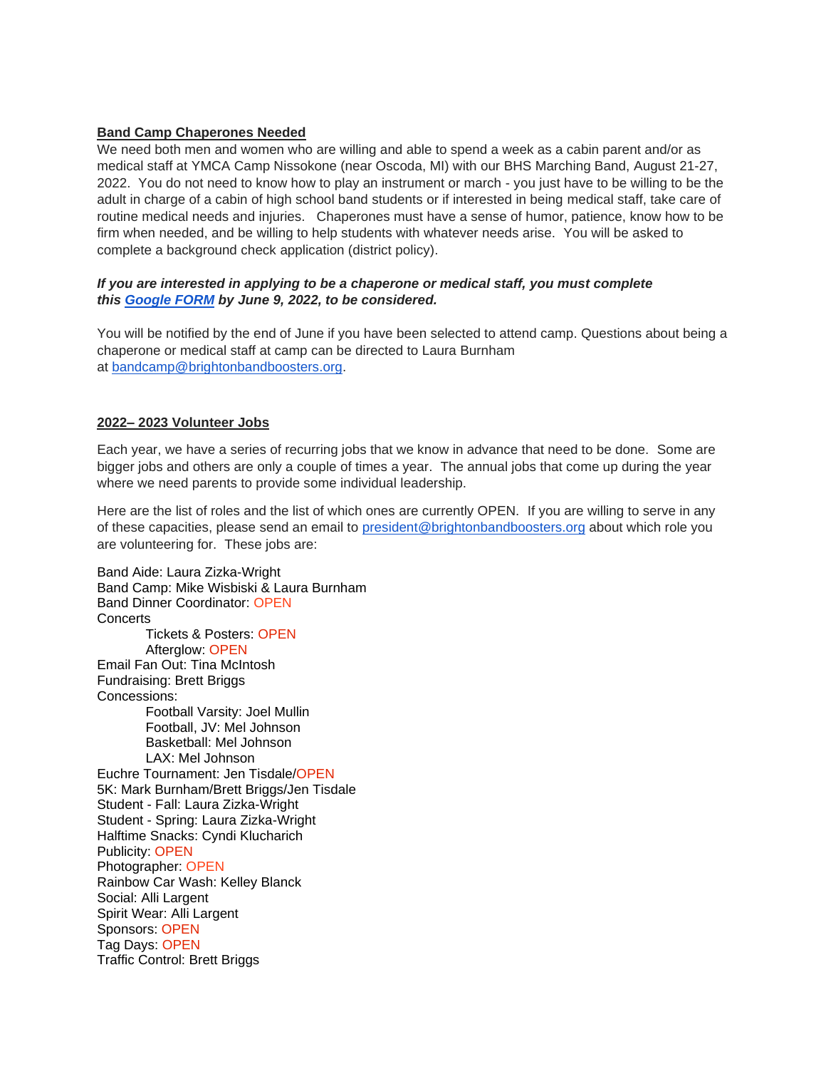**Band Camp Chaperones Needed**

We need both men and women who are willing and able to spend a week as a cabin parent and/or as medical staff at YMCA Camp Nissokone (near Oscoda, MI) with our BHS Marching Band, August 21-27, 2022. You do not need to know how to play an instrument or march - you just have to be willing to be the adult in charge of a cabin of high school band students or if interested in being medical staff, take care of routine medical needs and injuries. Chaperones must have a sense of humor, patience, know how to be firm when needed, and be willing to help students with whatever needs arise. You will be asked to complete a background check application (district policy).

***If you are interested in applying to be a chaperone or medical staff, you must complete this [Google FORM] by June 9, 2022, to be considered.***

You will be notified by the end of June if you have been selected to attend camp. Questions about being a chaperone or medical staff at camp can be directed to Laura Burnham at bandcamp@brightonbandboosters.org.

**2022– 2023 Volunteer Jobs**

Each year, we have a series of recurring jobs that we know in advance that need to be done. Some are bigger jobs and others are only a couple of times a year. The annual jobs that come up during the year where we need parents to provide some individual leadership.

Here are the list of roles and the list of which ones are currently OPEN. If you are willing to serve in any of these capacities, please send an email to president@brightonbandboosters.org about which role you are volunteering for. These jobs are:

Band Aide: Laura Zizka-Wright
Band Camp: Mike Wisbiski & Laura Burnham
Band Dinner Coordinator: OPEN
Concerts
- Tickets & Posters: OPEN
- Afterglow: OPEN

Email Fan Out: Tina McIntosh
Fundraising: Brett Briggs
Concessions:
- Football Varsity: Joel Mullin
- Football, JV: Mel Johnson
- Basketball: Mel Johnson
- LAX: Mel Johnson

Euchre Tournament: Jen Tisdale/OPEN
5K: Mark Burnham/Brett Briggs/Jen Tisdale
Student - Fall: Laura Zizka-Wright
Student - Spring: Laura Zizka-Wright
Halftime Snacks: Cyndi Klucharich
Publicity: OPEN
Photographer: OPEN
Rainbow Car Wash: Kelley Blanck
Social: Alli Largent
Spirit Wear: Alli Largent
Sponsors: OPEN
Tag Days: OPEN
Traffic Control: Brett Briggs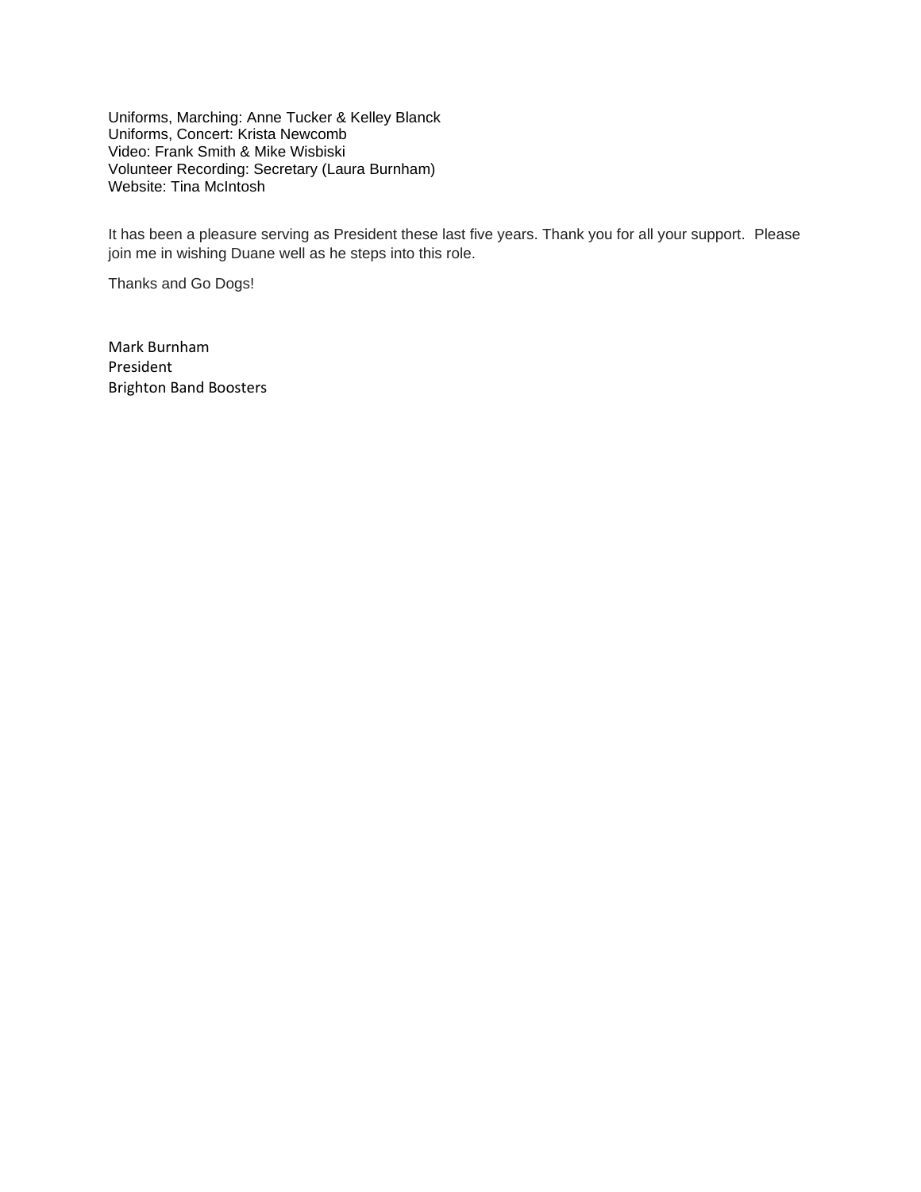Uniforms, Marching: Anne Tucker & Kelley Blanck
Uniforms, Concert: Krista Newcomb
Video: Frank Smith & Mike Wisbiski
Volunteer Recording: Secretary (Laura Burnham)
Website: Tina McIntosh

It has been a pleasure serving as President these last five years. Thank you for all your support. Please join me in wishing Duane well as he steps into this role.

Thanks and Go Dogs!

Mark Burnham
President
Brighton Band Boosters